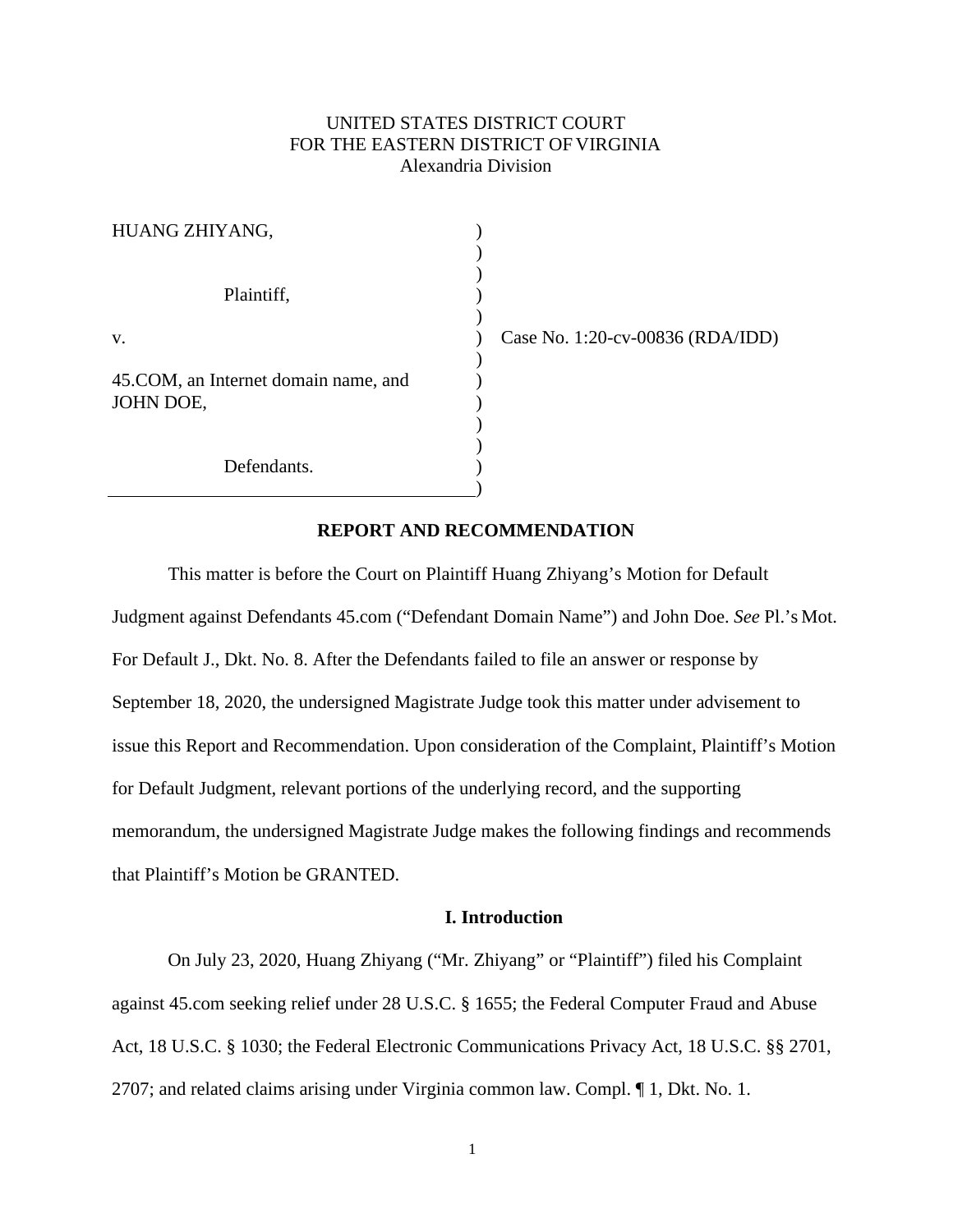UNITED STATES DISTRICT COURT
FOR THE EASTERN DISTRICT OF VIRGINIA
Alexandria Division

HUANG ZHIYANG,

Plaintiff,

v.

45.COM, an Internet domain name, and JOHN DOE,

Defendants.

Case No. 1:20-cv-00836 (RDA/IDD)

## REPORT AND RECOMMENDATION

This matter is before the Court on Plaintiff Huang Zhiyang's Motion for Default Judgment against Defendants 45.com ("Defendant Domain Name") and John Doe. *See* Pl.'s Mot. For Default J., Dkt. No. 8. After the Defendants failed to file an answer or response by September 18, 2020, the undersigned Magistrate Judge took this matter under advisement to issue this Report and Recommendation. Upon consideration of the Complaint, Plaintiff's Motion for Default Judgment, relevant portions of the underlying record, and the supporting memorandum, the undersigned Magistrate Judge makes the following findings and recommends that Plaintiff's Motion be GRANTED.

### I. Introduction

On July 23, 2020, Huang Zhiyang ("Mr. Zhiyang" or "Plaintiff") filed his Complaint against 45.com seeking relief under 28 U.S.C. § 1655; the Federal Computer Fraud and Abuse Act, 18 U.S.C. § 1030; the Federal Electronic Communications Privacy Act, 18 U.S.C. §§ 2701, 2707; and related claims arising under Virginia common law. Compl. ¶ 1, Dkt. No. 1.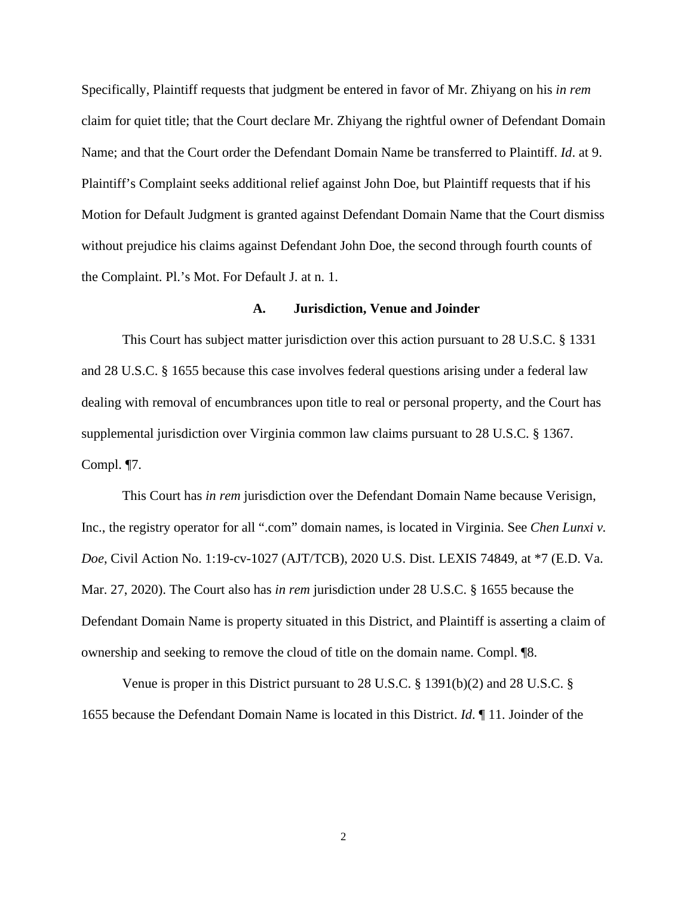Specifically, Plaintiff requests that judgment be entered in favor of Mr. Zhiyang on his *in rem* claim for quiet title; that the Court declare Mr. Zhiyang the rightful owner of Defendant Domain Name; and that the Court order the Defendant Domain Name be transferred to Plaintiff. *Id*. at 9. Plaintiff's Complaint seeks additional relief against John Doe, but Plaintiff requests that if his Motion for Default Judgment is granted against Defendant Domain Name that the Court dismiss without prejudice his claims against Defendant John Doe, the second through fourth counts of the Complaint. Pl.'s Mot. For Default J. at n. 1.

### A. Jurisdiction, Venue and Joinder

This Court has subject matter jurisdiction over this action pursuant to 28 U.S.C. § 1331 and 28 U.S.C. § 1655 because this case involves federal questions arising under a federal law dealing with removal of encumbrances upon title to real or personal property, and the Court has supplemental jurisdiction over Virginia common law claims pursuant to 28 U.S.C. § 1367. Compl. ¶7.

This Court has *in rem* jurisdiction over the Defendant Domain Name because Verisign, Inc., the registry operator for all ".com" domain names, is located in Virginia. See *Chen Lunxi v. Doe*, Civil Action No. 1:19-cv-1027 (AJT/TCB), 2020 U.S. Dist. LEXIS 74849, at *7 (E.D. Va. Mar. 27, 2020). The Court also has *in rem* jurisdiction under 28 U.S.C. § 1655 because the Defendant Domain Name is property situated in this District, and Plaintiff is asserting a claim of ownership and seeking to remove the cloud of title on the domain name. Compl. ¶8.

Venue is proper in this District pursuant to 28 U.S.C. § 1391(b)(2) and 28 U.S.C. § 1655 because the Defendant Domain Name is located in this District. *Id*. ¶ 11. Joinder of the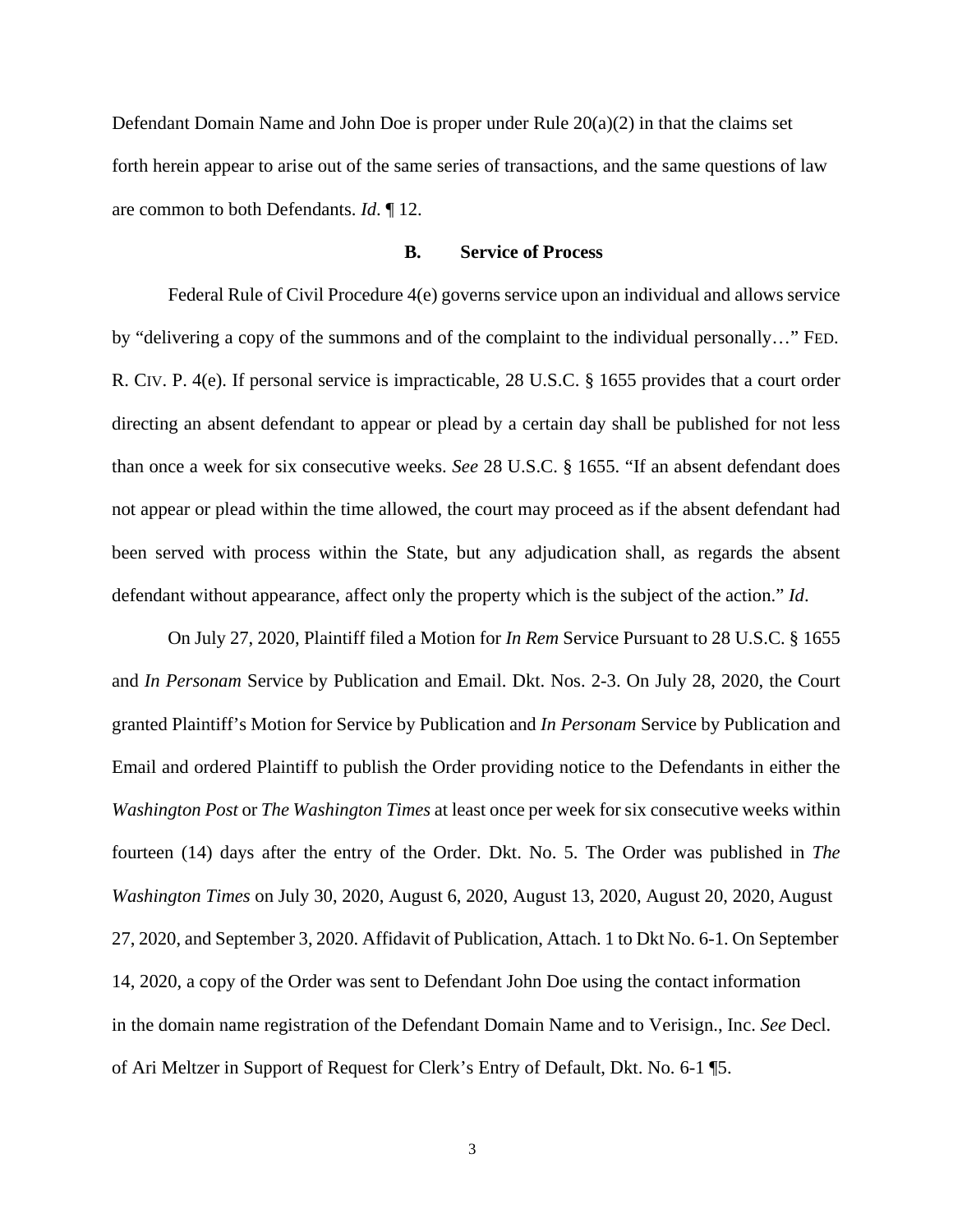Defendant Domain Name and John Doe is proper under Rule 20(a)(2) in that the claims set forth herein appear to arise out of the same series of transactions, and the same questions of law are common to both Defendants. *Id*. ¶ 12.

### B. Service of Process

Federal Rule of Civil Procedure 4(e) governs service upon an individual and allows service by "delivering a copy of the summons and of the complaint to the individual personally…" FED. R. CIV. P. 4(e). If personal service is impracticable, 28 U.S.C. § 1655 provides that a court order directing an absent defendant to appear or plead by a certain day shall be published for not less than once a week for six consecutive weeks. *See* 28 U.S.C. § 1655. "If an absent defendant does not appear or plead within the time allowed, the court may proceed as if the absent defendant had been served with process within the State, but any adjudication shall, as regards the absent defendant without appearance, affect only the property which is the subject of the action." *Id*.

On July 27, 2020, Plaintiff filed a Motion for *In Rem* Service Pursuant to 28 U.S.C. § 1655 and *In Personam* Service by Publication and Email. Dkt. Nos. 2-3. On July 28, 2020, the Court granted Plaintiff's Motion for Service by Publication and *In Personam* Service by Publication and Email and ordered Plaintiff to publish the Order providing notice to the Defendants in either the *Washington Post* or *The Washington Times* at least once per week for six consecutive weeks within fourteen (14) days after the entry of the Order. Dkt. No. 5. The Order was published in *The Washington Times* on July 30, 2020, August 6, 2020, August 13, 2020, August 20, 2020, August 27, 2020, and September 3, 2020. Affidavit of Publication, Attach. 1 to Dkt No. 6-1. On September 14, 2020, a copy of the Order was sent to Defendant John Doe using the contact information in the domain name registration of the Defendant Domain Name and to Verisign., Inc. *See* Decl. of Ari Meltzer in Support of Request for Clerk's Entry of Default, Dkt. No. 6-1 ¶5.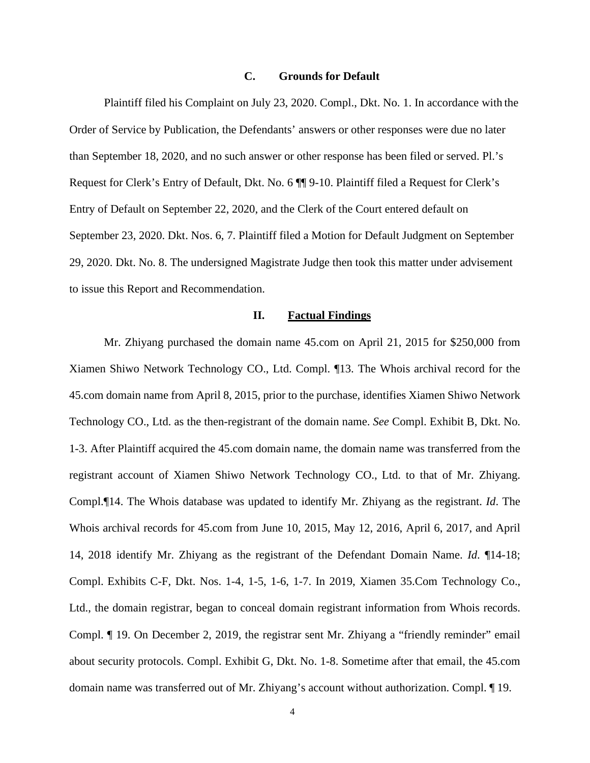### C. Grounds for Default

Plaintiff filed his Complaint on July 23, 2020. Compl., Dkt. No. 1. In accordance with the Order of Service by Publication, the Defendants' answers or other responses were due no later than September 18, 2020, and no such answer or other response has been filed or served. Pl.'s Request for Clerk's Entry of Default, Dkt. No. 6 ¶¶ 9-10. Plaintiff filed a Request for Clerk's Entry of Default on September 22, 2020, and the Clerk of the Court entered default on September 23, 2020. Dkt. Nos. 6, 7. Plaintiff filed a Motion for Default Judgment on September 29, 2020. Dkt. No. 8. The undersigned Magistrate Judge then took this matter under advisement to issue this Report and Recommendation.

## II. Factual Findings

Mr. Zhiyang purchased the domain name 45.com on April 21, 2015 for $250,000 from Xiamen Shiwo Network Technology CO., Ltd. Compl. ¶13. The Whois archival record for the 45.com domain name from April 8, 2015, prior to the purchase, identifies Xiamen Shiwo Network Technology CO., Ltd. as the then-registrant of the domain name. *See* Compl. Exhibit B, Dkt. No. 1-3. After Plaintiff acquired the 45.com domain name, the domain name was transferred from the registrant account of Xiamen Shiwo Network Technology CO., Ltd. to that of Mr. Zhiyang. Compl.¶14. The Whois database was updated to identify Mr. Zhiyang as the registrant. *Id*. The Whois archival records for 45.com from June 10, 2015, May 12, 2016, April 6, 2017, and April 14, 2018 identify Mr. Zhiyang as the registrant of the Defendant Domain Name. *Id*. ¶14-18; Compl. Exhibits C-F, Dkt. Nos. 1-4, 1-5, 1-6, 1-7. In 2019, Xiamen 35.Com Technology Co., Ltd., the domain registrar, began to conceal domain registrant information from Whois records. Compl. ¶ 19. On December 2, 2019, the registrar sent Mr. Zhiyang a "friendly reminder" email about security protocols. Compl. Exhibit G, Dkt. No. 1-8. Sometime after that email, the 45.com domain name was transferred out of Mr. Zhiyang's account without authorization. Compl. ¶ 19.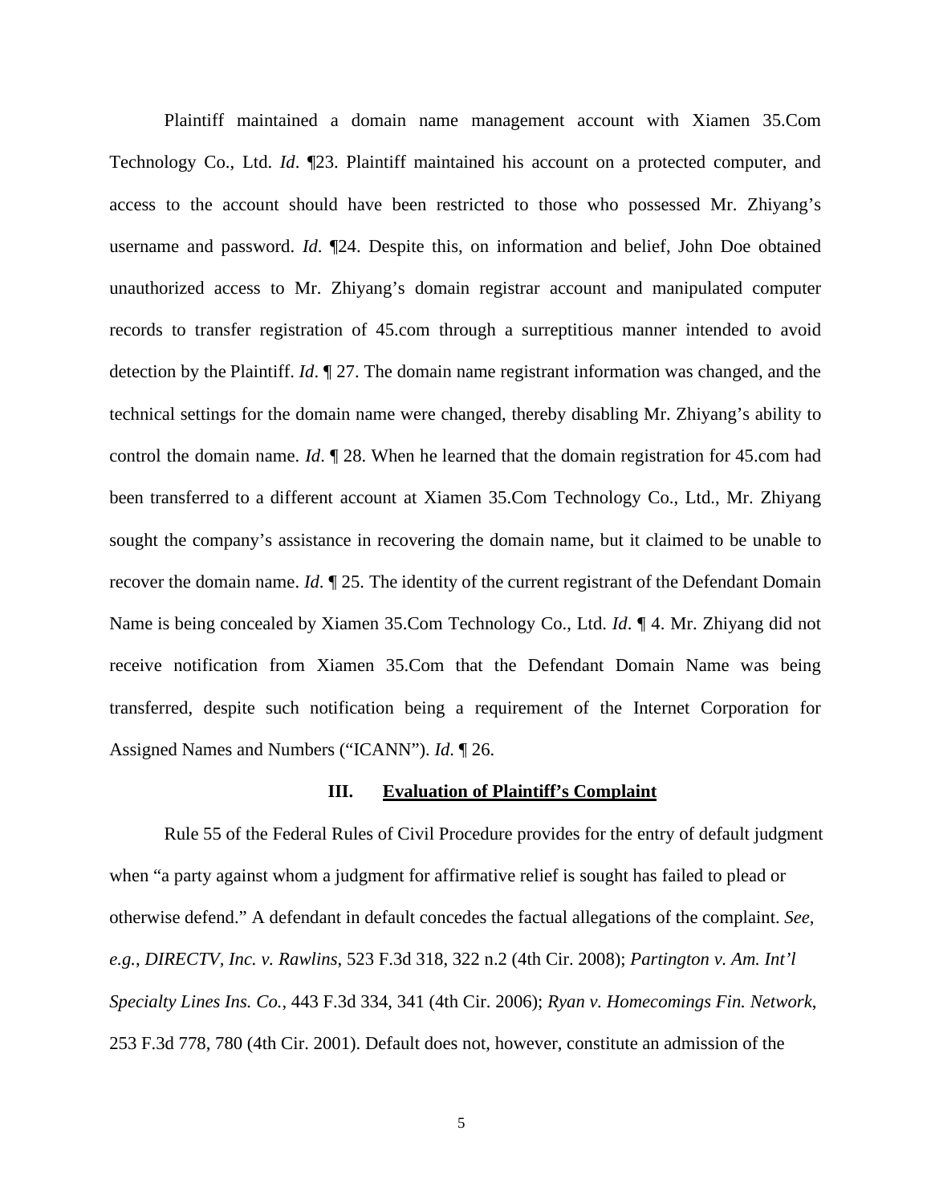Plaintiff maintained a domain name management account with Xiamen 35.Com Technology Co., Ltd. *Id*. ¶23. Plaintiff maintained his account on a protected computer, and access to the account should have been restricted to those who possessed Mr. Zhiyang's username and password. *Id*. ¶24. Despite this, on information and belief, John Doe obtained unauthorized access to Mr. Zhiyang's domain registrar account and manipulated computer records to transfer registration of 45.com through a surreptitious manner intended to avoid detection by the Plaintiff. *Id*. ¶ 27. The domain name registrant information was changed, and the technical settings for the domain name were changed, thereby disabling Mr. Zhiyang's ability to control the domain name. *Id*. ¶ 28. When he learned that the domain registration for 45.com had been transferred to a different account at Xiamen 35.Com Technology Co., Ltd., Mr. Zhiyang sought the company's assistance in recovering the domain name, but it claimed to be unable to recover the domain name. *Id*. ¶ 25. The identity of the current registrant of the Defendant Domain Name is being concealed by Xiamen 35.Com Technology Co., Ltd. *Id*. ¶ 4. Mr. Zhiyang did not receive notification from Xiamen 35.Com that the Defendant Domain Name was being transferred, despite such notification being a requirement of the Internet Corporation for Assigned Names and Numbers ("ICANN"). *Id*. ¶ 26.

## III. Evaluation of Plaintiff's Complaint

Rule 55 of the Federal Rules of Civil Procedure provides for the entry of default judgment when "a party against whom a judgment for affirmative relief is sought has failed to plead or otherwise defend." A defendant in default concedes the factual allegations of the complaint. *See, e.g.*, *DIRECTV, Inc. v. Rawlins*, 523 F.3d 318, 322 n.2 (4th Cir. 2008); *Partington v. Am. Int'l Specialty Lines Ins. Co.*, 443 F.3d 334, 341 (4th Cir. 2006); *Ryan v. Homecomings Fin. Network*, 253 F.3d 778, 780 (4th Cir. 2001). Default does not, however, constitute an admission of the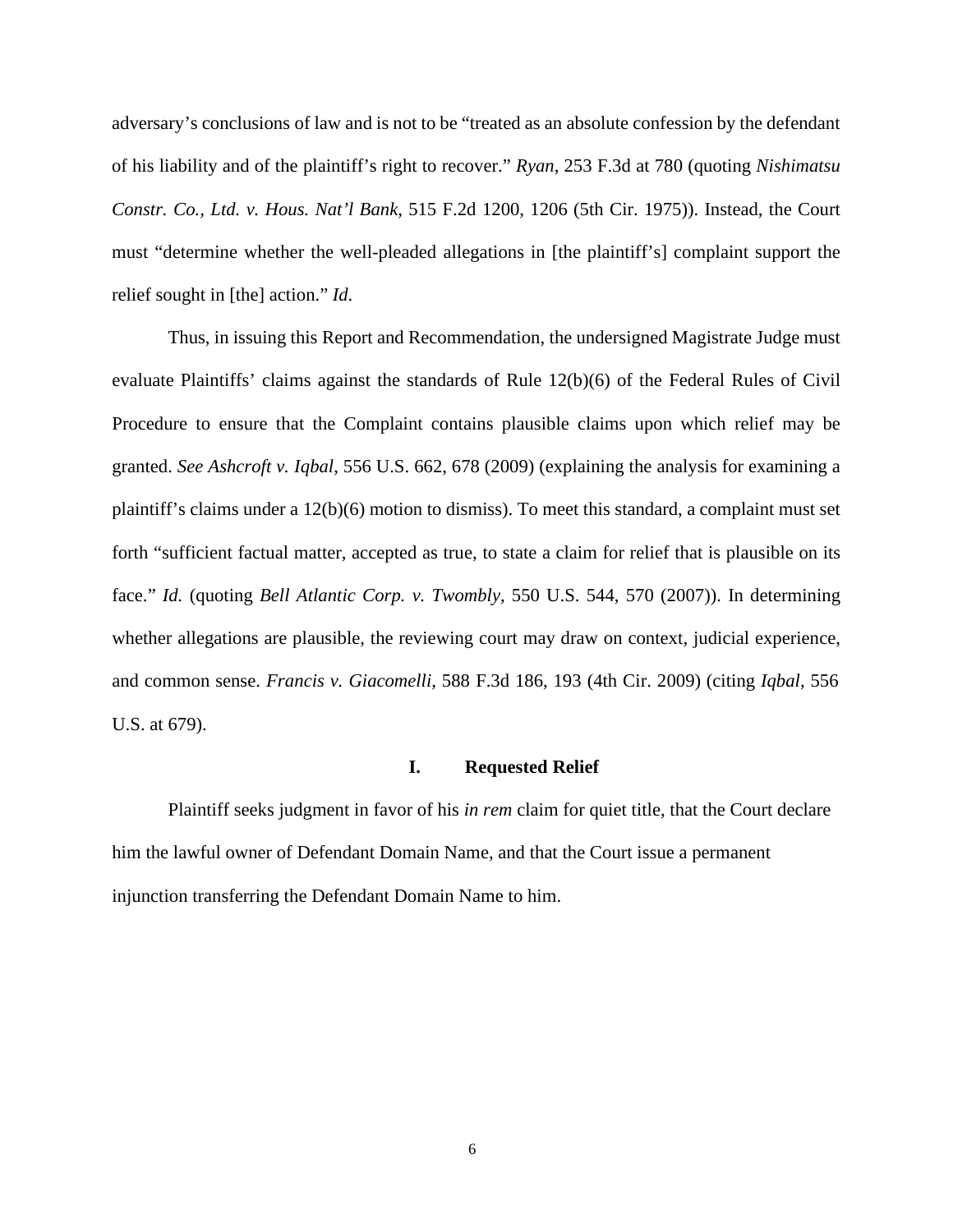adversary's conclusions of law and is not to be "treated as an absolute confession by the defendant of his liability and of the plaintiff's right to recover." *Ryan*, 253 F.3d at 780 (quoting *Nishimatsu Constr. Co., Ltd. v. Hous. Nat'l Bank*, 515 F.2d 1200, 1206 (5th Cir. 1975)). Instead, the Court must "determine whether the well-pleaded allegations in [the plaintiff's] complaint support the relief sought in [the] action." *Id.*

Thus, in issuing this Report and Recommendation, the undersigned Magistrate Judge must evaluate Plaintiffs' claims against the standards of Rule 12(b)(6) of the Federal Rules of Civil Procedure to ensure that the Complaint contains plausible claims upon which relief may be granted. *See Ashcroft v. Iqbal*, 556 U.S. 662, 678 (2009) (explaining the analysis for examining a plaintiff's claims under a 12(b)(6) motion to dismiss). To meet this standard, a complaint must set forth "sufficient factual matter, accepted as true, to state a claim for relief that is plausible on its face." *Id.* (quoting *Bell Atlantic Corp. v. Twombly*, 550 U.S. 544, 570 (2007)). In determining whether allegations are plausible, the reviewing court may draw on context, judicial experience, and common sense. *Francis v. Giacomelli*, 588 F.3d 186, 193 (4th Cir. 2009) (citing *Iqbal*, 556 U.S. at 679).

## I. Requested Relief

Plaintiff seeks judgment in favor of his *in rem* claim for quiet title, that the Court declare him the lawful owner of Defendant Domain Name, and that the Court issue a permanent injunction transferring the Defendant Domain Name to him.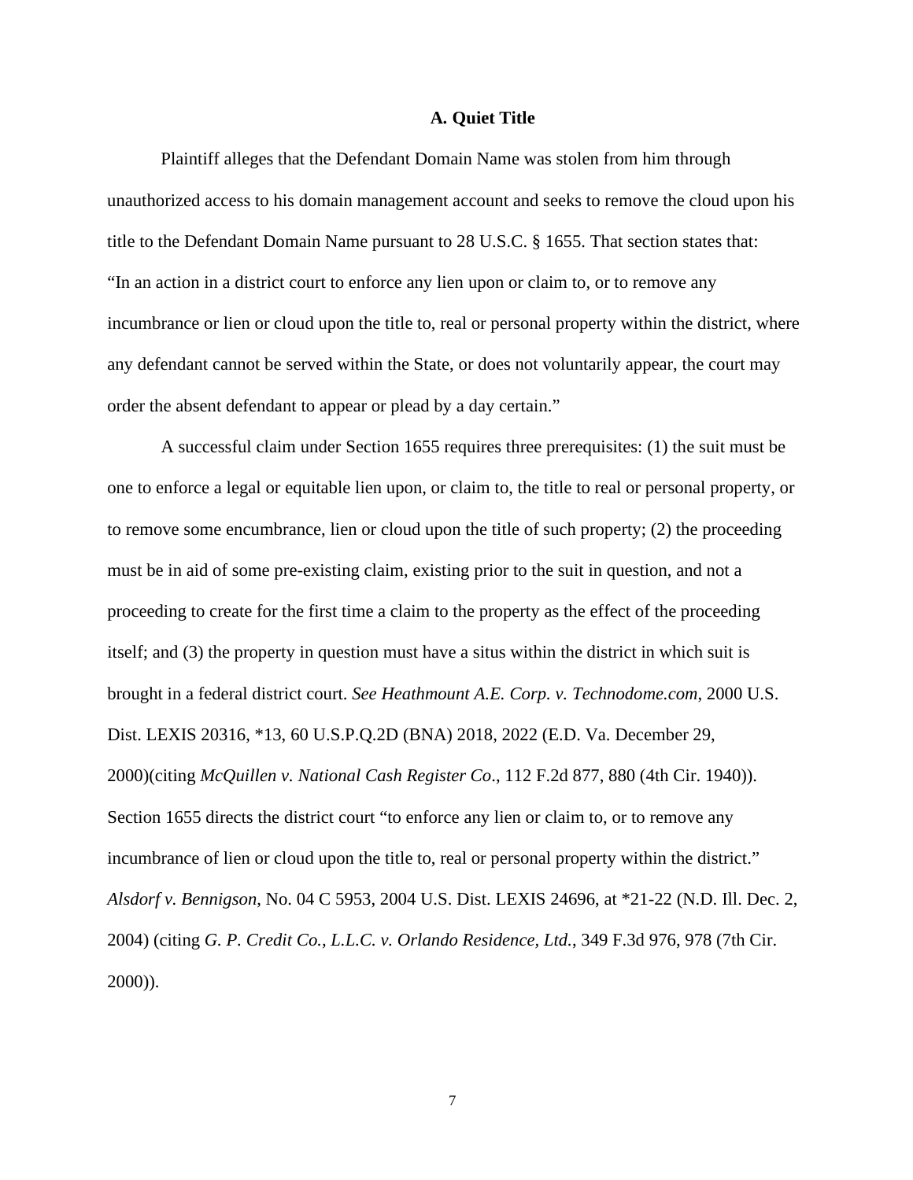### A. Quiet Title

Plaintiff alleges that the Defendant Domain Name was stolen from him through unauthorized access to his domain management account and seeks to remove the cloud upon his title to the Defendant Domain Name pursuant to 28 U.S.C. § 1655. That section states that: "In an action in a district court to enforce any lien upon or claim to, or to remove any incumbrance or lien or cloud upon the title to, real or personal property within the district, where any defendant cannot be served within the State, or does not voluntarily appear, the court may order the absent defendant to appear or plead by a day certain."

A successful claim under Section 1655 requires three prerequisites: (1) the suit must be one to enforce a legal or equitable lien upon, or claim to, the title to real or personal property, or to remove some encumbrance, lien or cloud upon the title of such property; (2) the proceeding must be in aid of some pre-existing claim, existing prior to the suit in question, and not a proceeding to create for the first time a claim to the property as the effect of the proceeding itself; and (3) the property in question must have a situs within the district in which suit is brought in a federal district court. *See Heathmount A.E. Corp. v. Technodome.com*, 2000 U.S. Dist. LEXIS 20316, *13, 60 U.S.P.Q.2D (BNA) 2018, 2022 (E.D. Va. December 29, 2000)(citing *McQuillen v. National Cash Register Co*., 112 F.2d 877, 880 (4th Cir. 1940)). Section 1655 directs the district court "to enforce any lien or claim to, or to remove any incumbrance of lien or cloud upon the title to, real or personal property within the district." *Alsdorf v. Bennigson*, No. 04 C 5953, 2004 U.S. Dist. LEXIS 24696, at *21-22 (N.D. Ill. Dec. 2, 2004) (citing *G. P. Credit Co., L.L.C. v. Orlando Residence, Ltd.*, 349 F.3d 976, 978 (7th Cir. 2000)).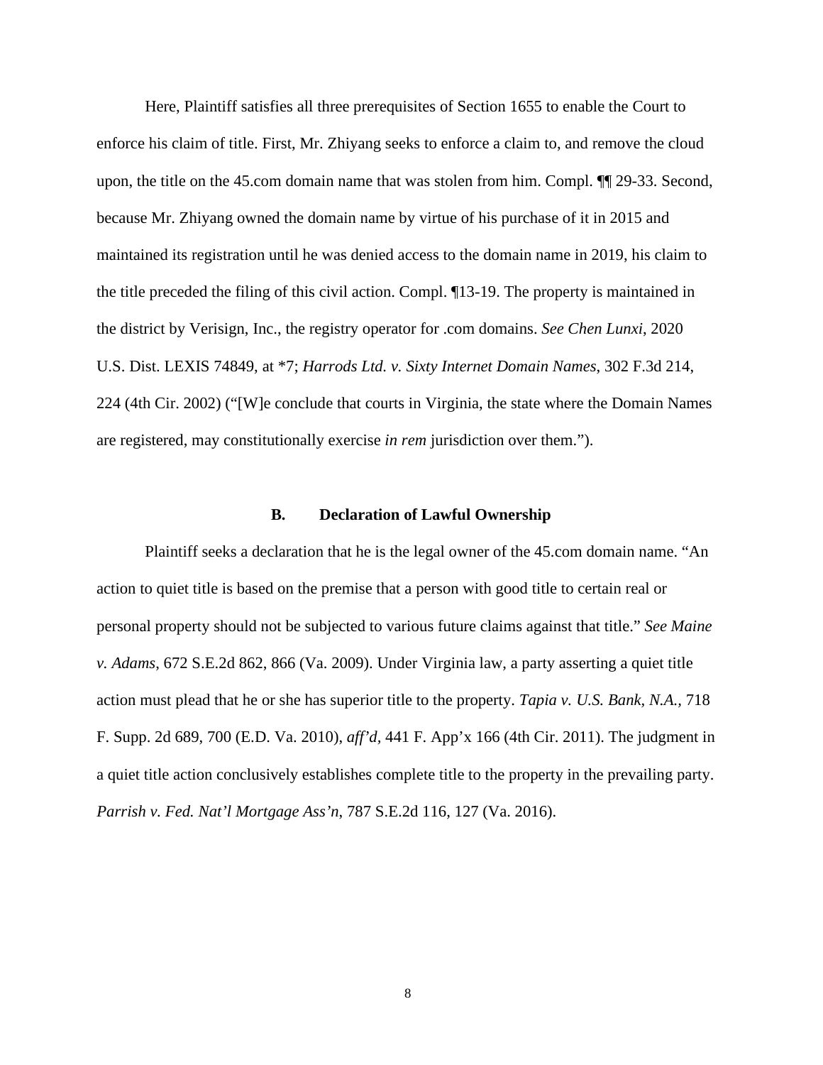Here, Plaintiff satisfies all three prerequisites of Section 1655 to enable the Court to enforce his claim of title. First, Mr. Zhiyang seeks to enforce a claim to, and remove the cloud upon, the title on the 45.com domain name that was stolen from him. Compl. ¶¶ 29-33. Second, because Mr. Zhiyang owned the domain name by virtue of his purchase of it in 2015 and maintained its registration until he was denied access to the domain name in 2019, his claim to the title preceded the filing of this civil action. Compl. ¶13-19. The property is maintained in the district by Verisign, Inc., the registry operator for .com domains. *See Chen Lunxi*, 2020 U.S. Dist. LEXIS 74849, at *7; *Harrods Ltd. v. Sixty Internet Domain Names*, 302 F.3d 214, 224 (4th Cir. 2002) ("[W]e conclude that courts in Virginia, the state where the Domain Names are registered, may constitutionally exercise *in rem* jurisdiction over them.").

### B. Declaration of Lawful Ownership

Plaintiff seeks a declaration that he is the legal owner of the 45.com domain name. "An action to quiet title is based on the premise that a person with good title to certain real or personal property should not be subjected to various future claims against that title." *See Maine v. Adams*, 672 S.E.2d 862, 866 (Va. 2009). Under Virginia law, a party asserting a quiet title action must plead that he or she has superior title to the property. *Tapia v. U.S. Bank, N.A.*, 718 F. Supp. 2d 689, 700 (E.D. Va. 2010), *aff'd*, 441 F. App'x 166 (4th Cir. 2011). The judgment in a quiet title action conclusively establishes complete title to the property in the prevailing party. *Parrish v. Fed. Nat'l Mortgage Ass'n*, 787 S.E.2d 116, 127 (Va. 2016).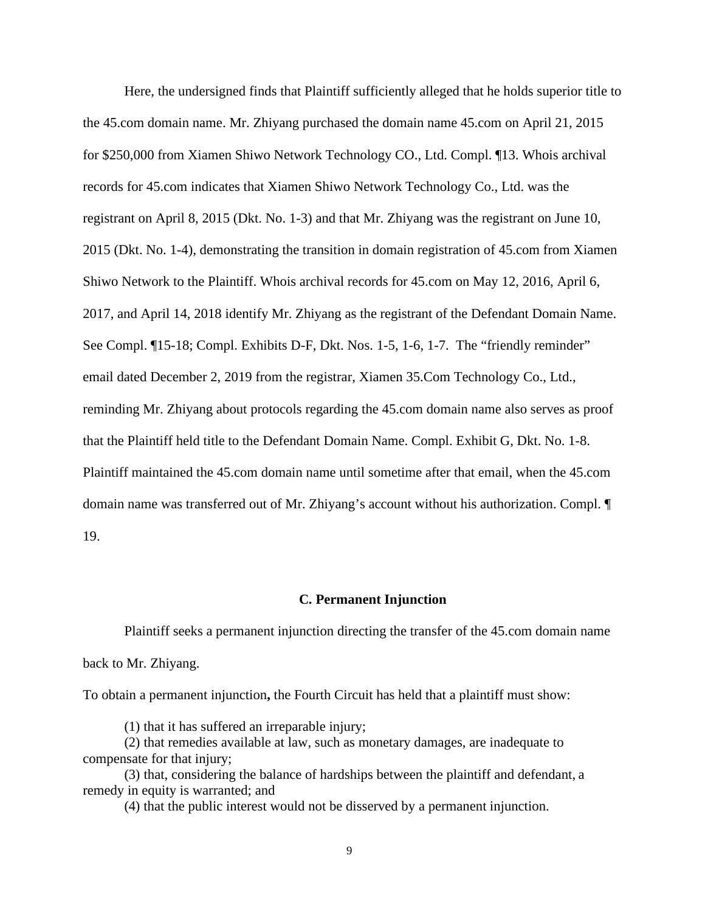Here, the undersigned finds that Plaintiff sufficiently alleged that he holds superior title to the 45.com domain name. Mr. Zhiyang purchased the domain name 45.com on April 21, 2015 for $250,000 from Xiamen Shiwo Network Technology CO., Ltd. Compl. ¶13. Whois archival records for 45.com indicates that Xiamen Shiwo Network Technology Co., Ltd. was the registrant on April 8, 2015 (Dkt. No. 1-3) and that Mr. Zhiyang was the registrant on June 10, 2015 (Dkt. No. 1-4), demonstrating the transition in domain registration of 45.com from Xiamen Shiwo Network to the Plaintiff. Whois archival records for 45.com on May 12, 2016, April 6, 2017, and April 14, 2018 identify Mr. Zhiyang as the registrant of the Defendant Domain Name. See Compl. ¶15-18; Compl. Exhibits D-F, Dkt. Nos. 1-5, 1-6, 1-7. The "friendly reminder" email dated December 2, 2019 from the registrar, Xiamen 35.Com Technology Co., Ltd., reminding Mr. Zhiyang about protocols regarding the 45.com domain name also serves as proof that the Plaintiff held title to the Defendant Domain Name. Compl. Exhibit G, Dkt. No. 1-8. Plaintiff maintained the 45.com domain name until sometime after that email, when the 45.com domain name was transferred out of Mr. Zhiyang's account without his authorization. Compl. ¶ 19.

### C. Permanent Injunction

Plaintiff seeks a permanent injunction directing the transfer of the 45.com domain name back to Mr. Zhiyang.

To obtain a permanent injunction**,** the Fourth Circuit has held that a plaintiff must show:

> (1) that it has suffered an irreparable injury;
> (2) that remedies available at law, such as monetary damages, are inadequate to compensate for that injury;
> (3) that, considering the balance of hardships between the plaintiff and defendant, a remedy in equity is warranted; and
> (4) that the public interest would not be disserved by a permanent injunction.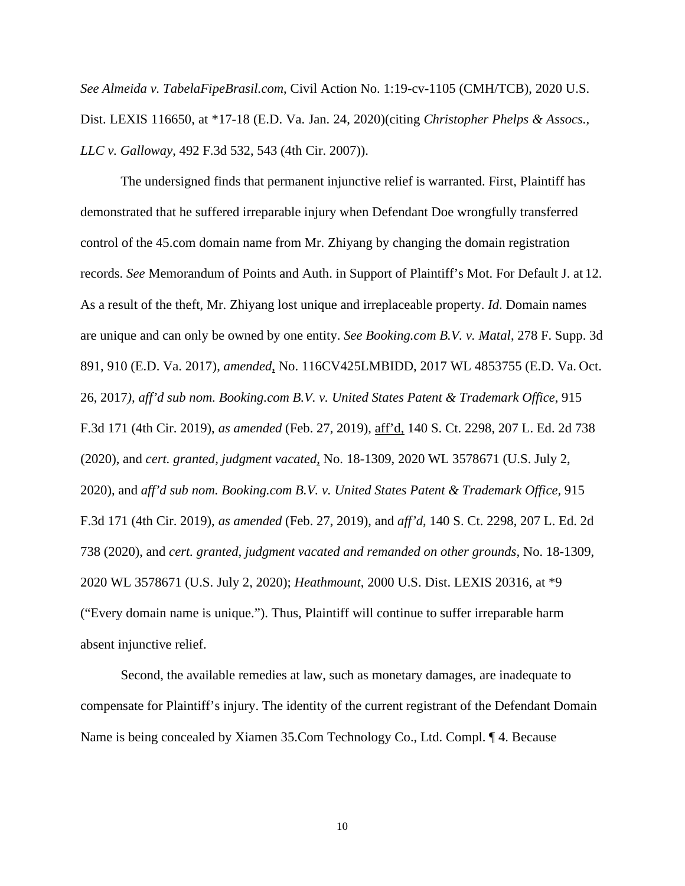*See Almeida v. TabelaFipeBrasil.com*, Civil Action No. 1:19-cv-1105 (CMH/TCB), 2020 U.S. Dist. LEXIS 116650, at *17-18 (E.D. Va. Jan. 24, 2020)(citing *Christopher Phelps & Assocs., LLC v. Galloway*, 492 F.3d 532, 543 (4th Cir. 2007)).

The undersigned finds that permanent injunctive relief is warranted. First, Plaintiff has demonstrated that he suffered irreparable injury when Defendant Doe wrongfully transferred control of the 45.com domain name from Mr. Zhiyang by changing the domain registration records. *See* Memorandum of Points and Auth. in Support of Plaintiff's Mot. For Default J. at 12. As a result of the theft, Mr. Zhiyang lost unique and irreplaceable property. *Id*. Domain names are unique and can only be owned by one entity. *See Booking.com B.V. v. Matal*, 278 F. Supp. 3d 891, 910 (E.D. Va. 2017), *amended*, No. 116CV425LMBIDD, 2017 WL 4853755 (E.D. Va. Oct. 26, 2017*), aff'd sub nom. Booking.com B.V. v. United States Patent & Trademark Office*, 915 F.3d 171 (4th Cir. 2019), *as amended* (Feb. 27, 2019), aff'd, 140 S. Ct. 2298, 207 L. Ed. 2d 738 (2020), and *cert. granted, judgment vacated*, No. 18-1309, 2020 WL 3578671 (U.S. July 2, 2020), and *aff'd sub nom. Booking.com B.V. v. United States Patent & Trademark Office,* 915 F.3d 171 (4th Cir. 2019), *as amended* (Feb. 27, 2019), and *aff'd*, 140 S. Ct. 2298, 207 L. Ed. 2d 738 (2020), and *cert. granted, judgment vacated and remanded on other grounds*, No. 18-1309, 2020 WL 3578671 (U.S. July 2, 2020); *Heathmount*, 2000 U.S. Dist. LEXIS 20316, at *9 ("Every domain name is unique."). Thus, Plaintiff will continue to suffer irreparable harm absent injunctive relief.

Second, the available remedies at law, such as monetary damages, are inadequate to compensate for Plaintiff's injury. The identity of the current registrant of the Defendant Domain Name is being concealed by Xiamen 35.Com Technology Co., Ltd. Compl. ¶ 4. Because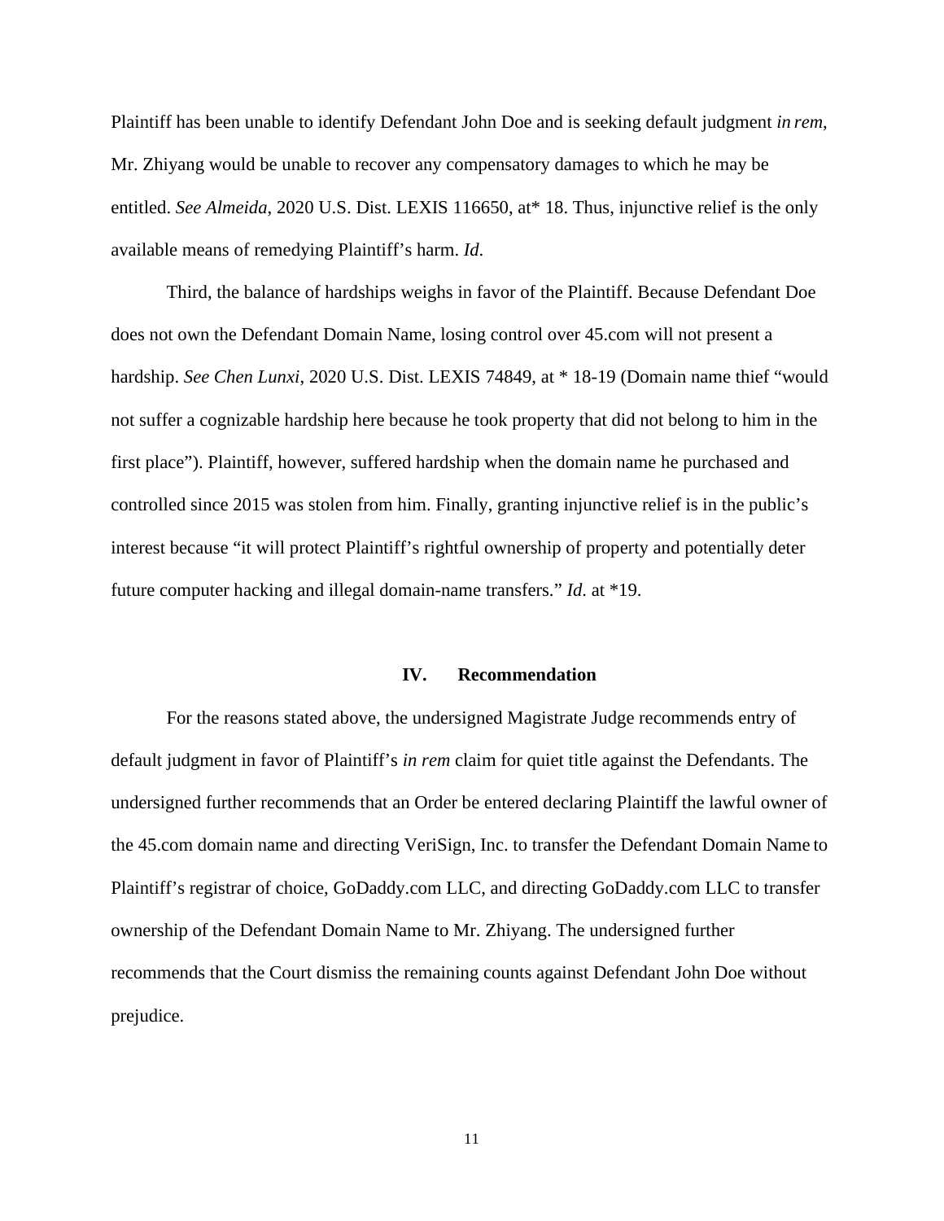Plaintiff has been unable to identify Defendant John Doe and is seeking default judgment *in rem*, Mr. Zhiyang would be unable to recover any compensatory damages to which he may be entitled. *See Almeida*, 2020 U.S. Dist. LEXIS 116650, at* 18. Thus, injunctive relief is the only available means of remedying Plaintiff's harm. *Id*.

Third, the balance of hardships weighs in favor of the Plaintiff. Because Defendant Doe does not own the Defendant Domain Name, losing control over 45.com will not present a hardship. *See Chen Lunxi*, 2020 U.S. Dist. LEXIS 74849, at * 18-19 (Domain name thief "would not suffer a cognizable hardship here because he took property that did not belong to him in the first place"). Plaintiff, however, suffered hardship when the domain name he purchased and controlled since 2015 was stolen from him. Finally, granting injunctive relief is in the public's interest because "it will protect Plaintiff's rightful ownership of property and potentially deter future computer hacking and illegal domain-name transfers." *Id*. at *19.

## IV. Recommendation

For the reasons stated above, the undersigned Magistrate Judge recommends entry of default judgment in favor of Plaintiff's *in rem* claim for quiet title against the Defendants. The undersigned further recommends that an Order be entered declaring Plaintiff the lawful owner of the 45.com domain name and directing VeriSign, Inc. to transfer the Defendant Domain Name to Plaintiff's registrar of choice, GoDaddy.com LLC, and directing GoDaddy.com LLC to transfer ownership of the Defendant Domain Name to Mr. Zhiyang. The undersigned further recommends that the Court dismiss the remaining counts against Defendant John Doe without prejudice.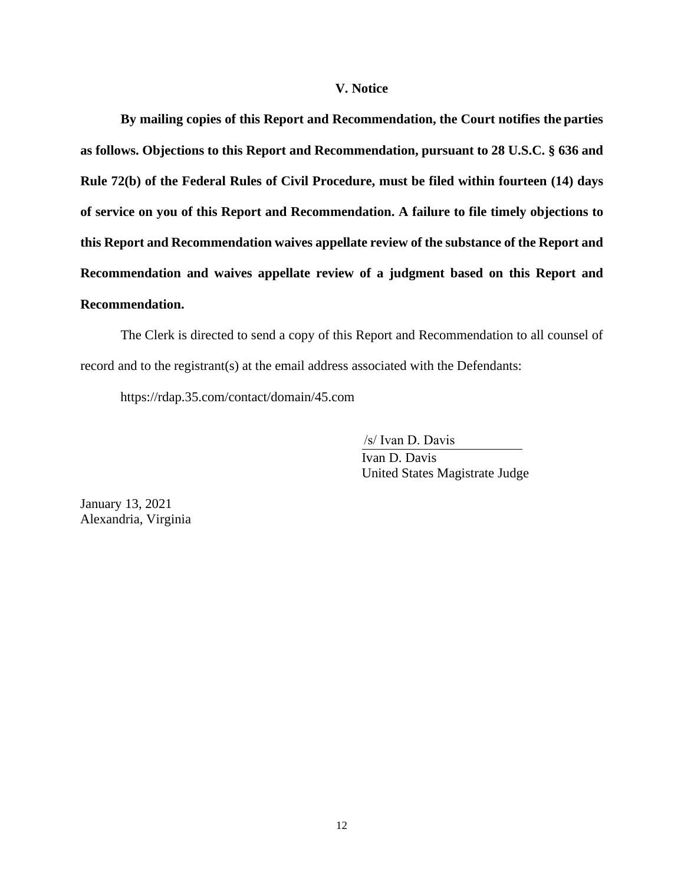## V. Notice

**By mailing copies of this Report and Recommendation, the Court notifies the parties as follows. Objections to this Report and Recommendation, pursuant to 28 U.S.C. § 636 and Rule 72(b) of the Federal Rules of Civil Procedure, must be filed within fourteen (14) days of service on you of this Report and Recommendation. A failure to file timely objections to this Report and Recommendation waives appellate review of the substance of the Report and Recommendation and waives appellate review of a judgment based on this Report and Recommendation.**

The Clerk is directed to send a copy of this Report and Recommendation to all counsel of record and to the registrant(s) at the email address associated with the Defendants:

https://rdap.35.com/contact/domain/45.com

/s/ Ivan D. Davis
Ivan D. Davis
United States Magistrate Judge

January 13, 2021
Alexandria, Virginia